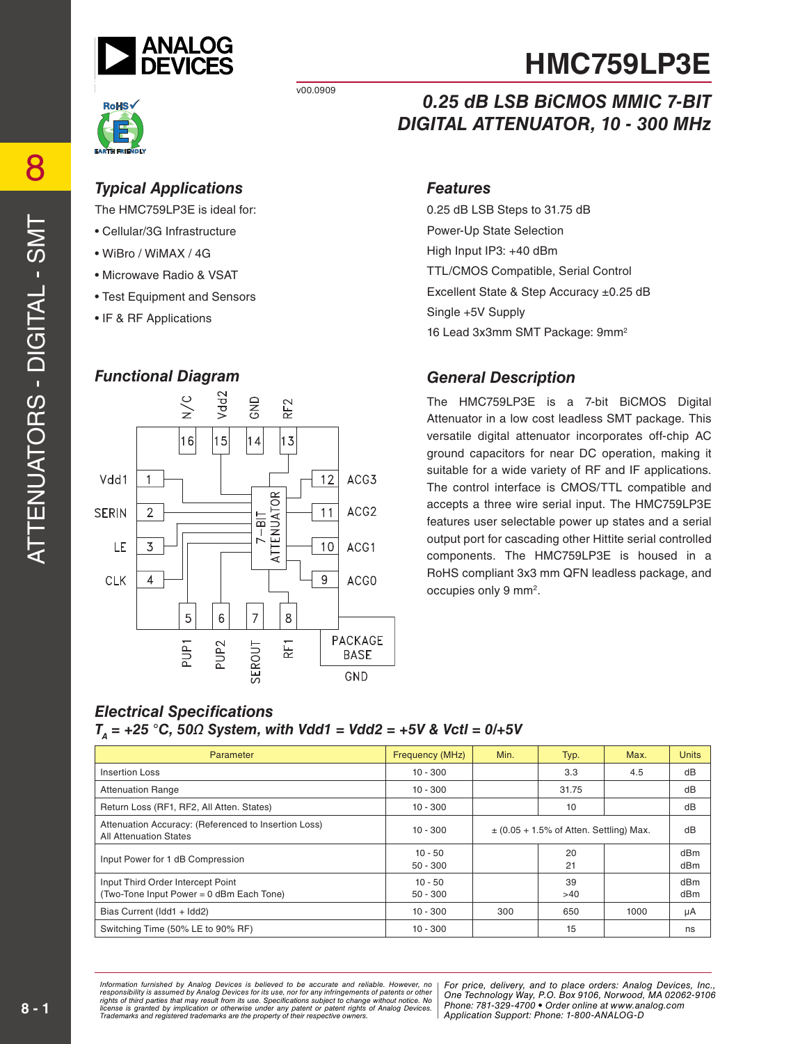# HMC759LP3E

v00.0909

## 0.25 dB LSB BiCMOS MMIC 7-BIT DIGITAL ATTENUATOR, 10 - 300 MHz

### Typical Applications

The HMC759LP3E is ideal for:

- Cellular/3G Infrastructure
- WiBro / WiMAX / 4G
- Microwave Radio & VSAT
- Test Equipment and Sensors
- IF & RF Applications

### Features

0.25 dB LSB Steps to 31.75 dB

Power-Up State Selection

High Input IP3: +40 dBm

TTL/CMOS Compatible, Serial Control

Excellent State & Step Accuracy ±0.25 dB

Single +5V Supply

16 Lead 3x3mm SMT Package: 9mm²

### Functional Diagram

### General Description

The HMC759LP3E is a 7-bit BiCMOS Digital Attenuator in a low cost leadless SMT package. This versatile digital attenuator incorporates off-chip AC ground capacitors for near DC operation, making it suitable for a wide variety of RF and IF applications. The control interface is CMOS/TTL compatible and accepts a three wire serial input. The HMC759LP3E features user selectable power up states and a serial output port for cascading other Hittite serial controlled components. The HMC759LP3E is housed in a RoHS compliant 3x3 mm QFN leadless package, and occupies only 9 mm².

### Electrical Specifications

$T_A$ = +25 °C, 50Ω System, with Vdd1 = Vdd2 = +5V & Vctl = 0/+5V

| Parameter | Frequency (MHz) | Min. | Typ. | Max. | Units |
|---|---|---|---|---|---|
| Insertion Loss | 10 - 300 | | 3.3 | 4.5 | dB |
| Attenuation Range | 10 - 300 | | 31.75 | | dB |
| Return Loss (RF1, RF2, All Atten. States) | 10 - 300 | | 10 | | dB |
| Attenuation Accuracy: (Referenced to Insertion Loss) All Attenuation States | 10 - 300 | ± (0.05 + 1.5% of Atten. Settling) Max. | | | dB |
| Input Power for 1 dB Compression | 10 - 50<br>50 - 300 | | 20<br>21 | | dBm<br>dBm |
| Input Third Order Intercept Point (Two-Tone Input Power = 0 dBm Each Tone) | 10 - 50<br>50 - 300 | | 39<br>>40 | | dBm<br>dBm |
| Bias Current (Idd1 + Idd2) | 10 - 300 | 300 | 650 | 1000 | µA |
| Switching Time (50% LE to 90% RF) | 10 - 300 | | 15 | | ns |

*Information furnished by Analog Devices is believed to be accurate and reliable. However, no responsibility is assumed by Analog Devices for its use, nor for any infringements of patents or other rights of third parties that may result from its use. Specifications subject to change without notice. No license is granted by implication or otherwise under any patent or patent rights of Analog Devices. Trademarks and registered trademarks are the property of their respective owners.*

*For price, delivery, and to place orders: Analog Devices, Inc., One Technology Way, P.O. Box 9106, Norwood, MA 02062-9106 Phone: 781-329-4700 • Order online at www.analog.com Application Support: Phone: 1-800-ANALOG-D*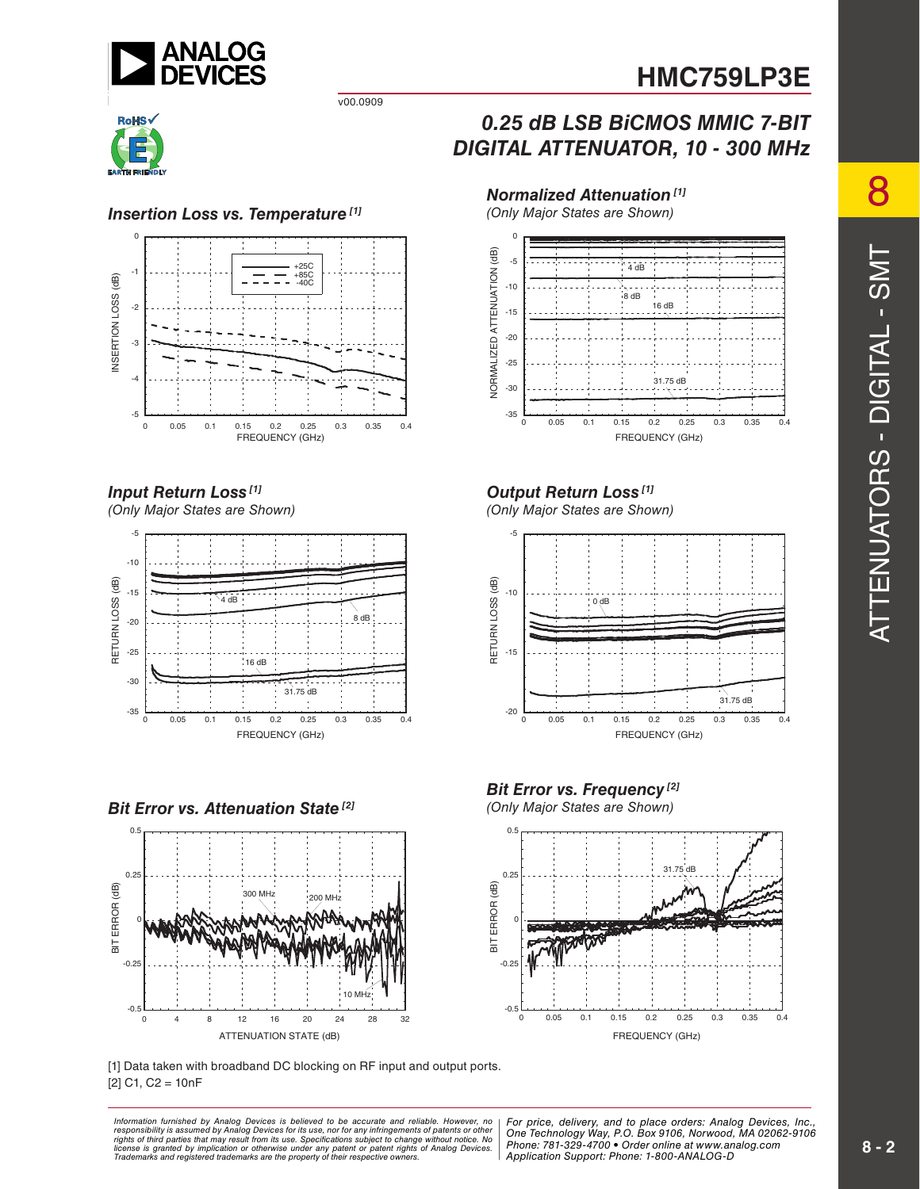## Insertion Loss vs. Temperature [1]

## Normalized Attenuation [1]

*(Only Major States are Shown)*

## Input Return Loss [1]

*(Only Major States are Shown)*

## Output Return Loss [1]

*(Only Major States are Shown)*

## Bit Error vs. Attenuation State [2]

## Bit Error vs. Frequency [2]

*(Only Major States are Shown)*

[1] Data taken with broadband DC blocking on RF input and output ports.
[2] C1, C2 = 10nF

*Information furnished by Analog Devices is believed to be accurate and reliable. However, no responsibility is assumed by Analog Devices for its use, nor for any infringements of patents or other rights of third parties that may result from its use. Specifications subject to change without notice. No license is granted by implication or otherwise under any patent or patent rights of Analog Devices. Trademarks and registered trademarks are the property of their respective owners.*

*For price, delivery, and to place orders: Analog Devices, Inc., One Technology Way, P.O. Box 9106, Norwood, MA 02062-9106
Phone: 781-329-4700 • Order online at www.analog.com
Application Support: Phone: 1-800-ANALOG-D*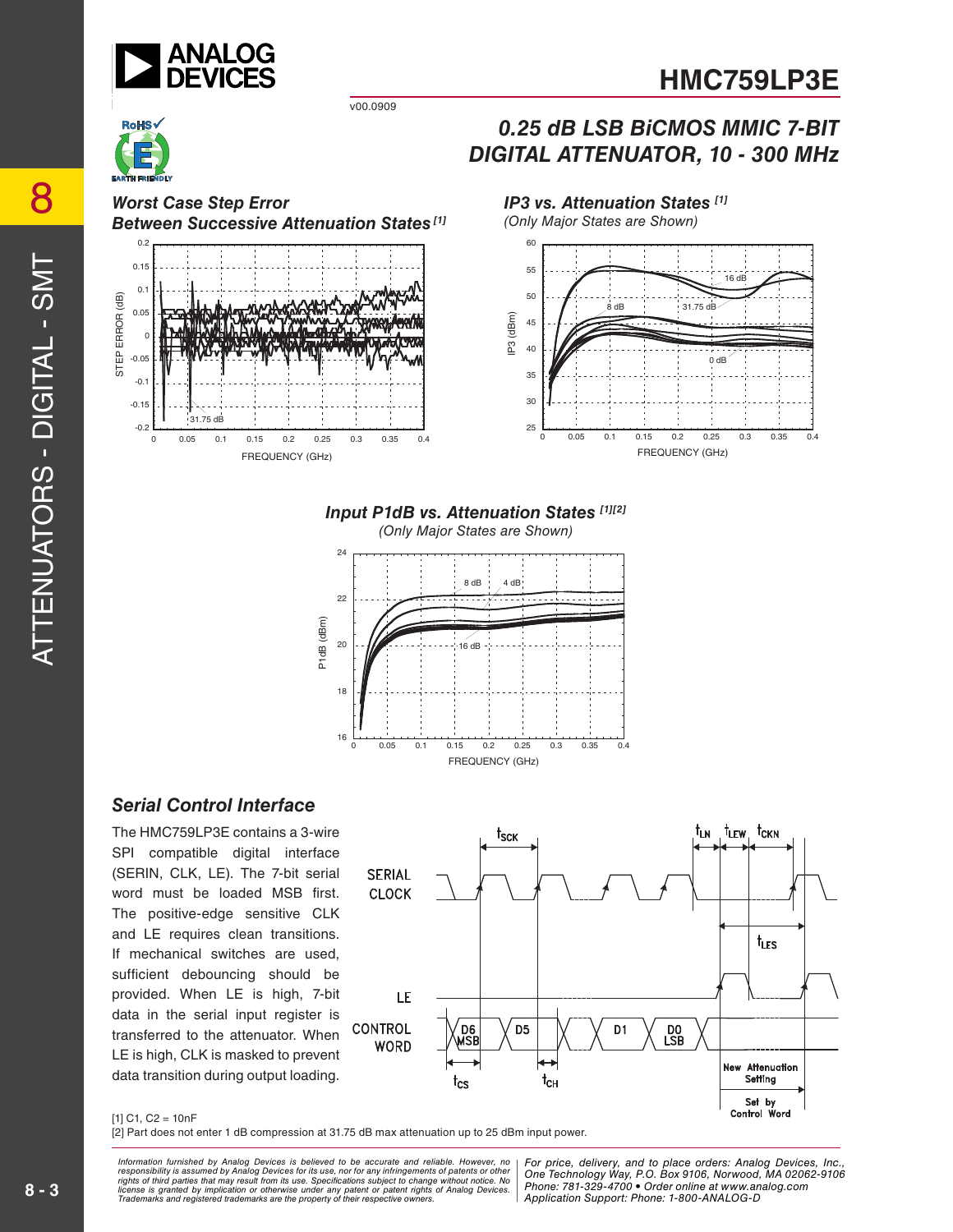## Worst Case Step Error Between Successive Attenuation States [1]

## IP3 vs. Attenuation States [1]

*(Only Major States are Shown)*

## Input P1dB vs. Attenuation States [1][2]

*(Only Major States are Shown)*

## Serial Control Interface

The HMC759LP3E contains a 3-wire SPI compatible digital interface (SERIN, CLK, LE). The 7-bit serial word must be loaded MSB first. The positive-edge sensitive CLK and LE requires clean transitions. If mechanical switches are used, sufficient debouncing should be provided. When LE is high, 7-bit data in the serial input register is transferred to the attenuator. When LE is high, CLK is masked to prevent data transition during output loading.

[1] C1, C2 = 10nF

[2] Part does not enter 1 dB compression at 31.75 dB max attenuation up to 25 dBm input power.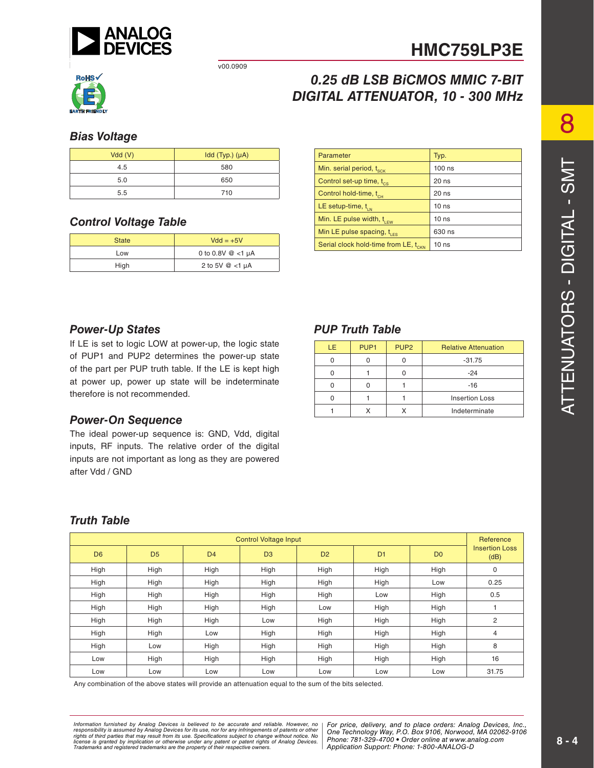# HMC759LP3E

v00.0909

## 0.25 dB LSB BiCMOS MMIC 7-BIT DIGITAL ATTENUATOR, 10 - 300 MHz

### Bias Voltage

| Vdd (V) | Idd (Typ.) (µA) |
|---|---|
| 4.5 | 580 |
| 5.0 | 650 |
| 5.5 | 710 |

### Control Voltage Table

| State | Vdd = +5V |
|---|---|
| Low | 0 to 0.8V @ <1 µA |
| High | 2 to 5V @ <1 µA |

| Parameter | Typ. |
|---|---|
| Min. serial period, $t_{SCK}$ | 100 ns |
| Control set-up time, $t_{CS}$ | 20 ns |
| Control hold-time, $t_{CH}$ | 20 ns |
| LE setup-time, $t_{LN}$ | 10 ns |
| Min. LE pulse width, $t_{LEW}$ | 10 ns |
| Min LE pulse spacing, $t_{LES}$ | 630 ns |
| Serial clock hold-time from LE, $t_{CKN}$ | 10 ns |

### Power-Up States

If LE is set to logic LOW at power-up, the logic state of PUP1 and PUP2 determines the power-up state of the part per PUP truth table. If the LE is kept high at power up, power up state will be indeterminate therefore is not recommended.

### Power-On Sequence

The ideal power-up sequence is: GND, Vdd, digital inputs, RF inputs. The relative order of the digital inputs are not important as long as they are powered after Vdd / GND

### PUP Truth Table

| LE | PUP1 | PUP2 | Relative Attenuation |
|---|---|---|---|
| 0 | 0 | 0 | -31.75 |
| 0 | 1 | 0 | -24 |
| 0 | 0 | 1 | -16 |
| 0 | 1 | 1 | Insertion Loss |
| 1 | X | X | Indeterminate |

### Truth Table

| Control Voltage Input | | | | | | | Reference Insertion Loss (dB) |
|---|---|---|---|---|---|---|---|
| D6 | D5 | D4 | D3 | D2 | D1 | D0 | |
| High | High | High | High | High | High | High | 0 |
| High | High | High | High | High | High | Low | 0.25 |
| High | High | High | High | High | Low | High | 0.5 |
| High | High | High | High | Low | High | High | 1 |
| High | High | High | Low | High | High | High | 2 |
| High | High | Low | High | High | High | High | 4 |
| High | Low | High | High | High | High | High | 8 |
| Low | High | High | High | High | High | High | 16 |
| Low | Low | Low | Low | Low | Low | Low | 31.75 |

Any combination of the above states will provide an attenuation equal to the sum of the bits selected.

*Information furnished by Analog Devices is believed to be accurate and reliable. However, no responsibility is assumed by Analog Devices for its use, nor for any infringements of patents or other rights of third parties that may result from its use. Specifications subject to change without notice. No license is granted by implication or otherwise under any patent or patent rights of Analog Devices. Trademarks and registered trademarks are the property of their respective owners.*

*For price, delivery, and to place orders: Analog Devices, Inc., One Technology Way, P.O. Box 9106, Norwood, MA 02062-9106 Phone: 781-329-4700 • Order online at www.analog.com Application Support: Phone: 1-800-ANALOG-D*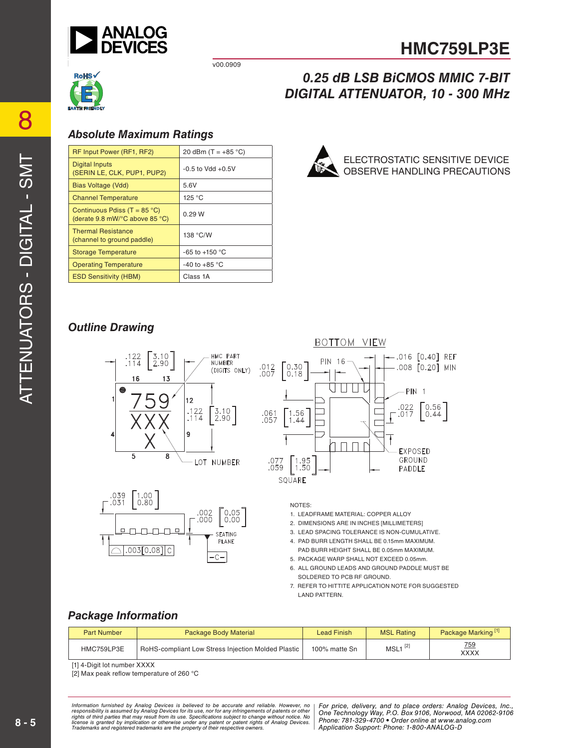# HMC759LP3E

v00.0909

## 0.25 dB LSB BiCMOS MMIC 7-BIT DIGITAL ATTENUATOR, 10 - 300 MHz

### Absolute Maximum Ratings

| | |
|---|---|
| RF Input Power (RF1, RF2) | 20 dBm (T = +85 °C) |
| Digital Inputs (SERIN LE, CLK, PUP1, PUP2) | -0.5 to Vdd +0.5V |
| Bias Voltage (Vdd) | 5.6V |
| Channel Temperature | 125 °C |
| Continuous Pdiss (T = 85 °C) (derate 9.8 mW/°C above 85 °C) | 0.29 W |
| Thermal Resistance (channel to ground paddle) | 138 °C/W |
| Storage Temperature | -65 to +150 °C |
| Operating Temperature | -40 to +85 °C |
| ESD Sensitivity (HBM) | Class 1A |

ELECTROSTATIC SENSITIVE DEVICE
OBSERVE HANDLING PRECAUTIONS

### Outline Drawing

NOTES:

1. LEADFRAME MATERIAL: COPPER ALLOY
2. DIMENSIONS ARE IN INCHES [MILLIMETERS]
3. LEAD SPACING TOLERANCE IS NON-CUMULATIVE.
4. PAD BURR LENGTH SHALL BE 0.15mm MAXIMUM. PAD BURR HEIGHT SHALL BE 0.05mm MAXIMUM.
5. PACKAGE WARP SHALL NOT EXCEED 0.05mm.
6. ALL GROUND LEADS AND GROUND PADDLE MUST BE SOLDERED TO PCB RF GROUND.
7. REFER TO HITTITE APPLICATION NOTE FOR SUGGESTED LAND PATTERN.

### Package Information

| Part Number | Package Body Material | Lead Finish | MSL Rating | Package Marking [1] |
|---|---|---|---|---|
| HMC759LP3E | RoHS-compliant Low Stress Injection Molded Plastic | 100% matte Sn | MSL1 [2] | 759 XXXX |

[1] 4-Digit lot number XXXX
[2] Max peak reflow temperature of 260 °C

*Information furnished by Analog Devices is believed to be accurate and reliable. However, no responsibility is assumed by Analog Devices for its use, nor for any infringements of patents or other rights of third parties that may result from its use. Specifications subject to change without notice. No license is granted by implication or otherwise under any patent or patent rights of Analog Devices. Trademarks and registered trademarks are the property of their respective owners.*

*For price, delivery, and to place orders: Analog Devices, Inc., One Technology Way, P.O. Box 9106, Norwood, MA 02062-9106 Phone: 781-329-4700 • Order online at www.analog.com Application Support: Phone: 1-800-ANALOG-D*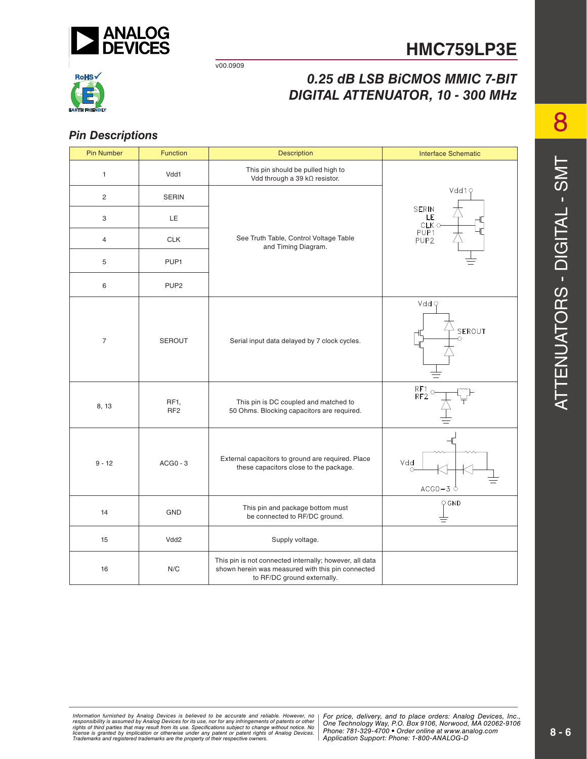# HMC759LP3E

v00.0909

## 0.25 dB LSB BiCMOS MMIC 7-BIT DIGITAL ATTENUATOR, 10 - 300 MHz

### Pin Descriptions

| Pin Number | Function | Description | Interface Schematic |
|---|---|---|---|
| 1 | Vdd1 | This pin should be pulled high to Vdd through a 39 kΩ resistor. | |
| 2 | SERIN | See Truth Table, Control Voltage Table and Timing Diagram. | |
| 3 | LE | | |
| 4 | CLK | | |
| 5 | PUP1 | | |
| 6 | PUP2 | | |
| 7 | SEROUT | Serial input data delayed by 7 clock cycles. | |
| 8, 13 | RF1, RF2 | This pin is DC coupled and matched to 50 Ohms. Blocking capacitors are required. | |
| 9 - 12 | ACG0 - 3 | External capacitors to ground are required. Place these capacitors close to the package. | |
| 14 | GND | This pin and package bottom must be connected to RF/DC ground. | |
| 15 | Vdd2 | Supply voltage. | |
| 16 | N/C | This pin is not connected internally; however, all data shown herein was measured with this pin connected to RF/DC ground externally. | |

*Information furnished by Analog Devices is believed to be accurate and reliable. However, no responsibility is assumed by Analog Devices for its use, nor for any infringements of patents or other rights of third parties that may result from its use. Specifications subject to change without notice. No license is granted by implication or otherwise under any patent or patent rights of Analog Devices. Trademarks and registered trademarks are the property of their respective owners.*

*For price, delivery, and to place orders: Analog Devices, Inc., One Technology Way, P.O. Box 9106, Norwood, MA 02062-9106 Phone: 781-329-4700 • Order online at www.analog.com Application Support: Phone: 1-800-ANALOG-D*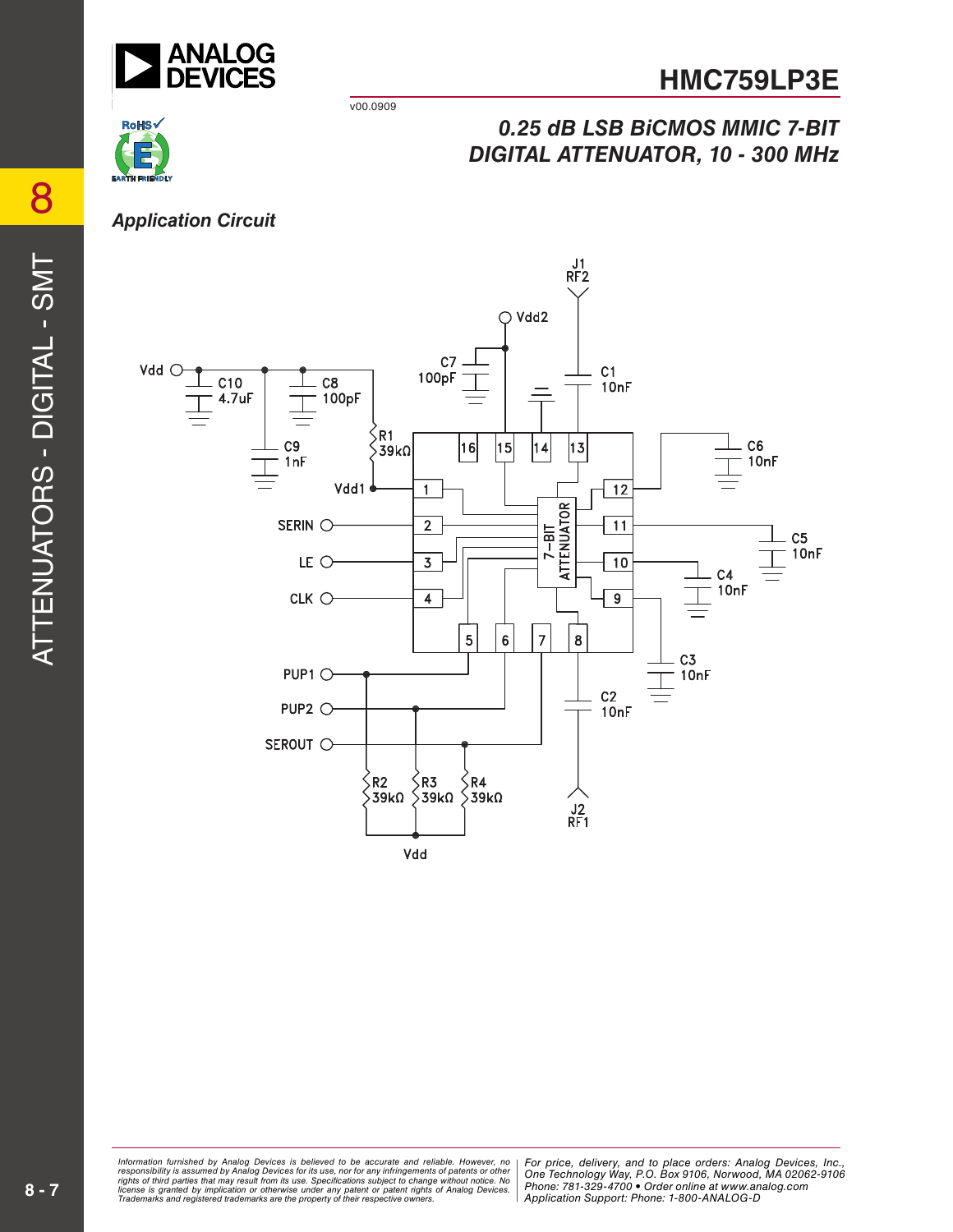## Application Circuit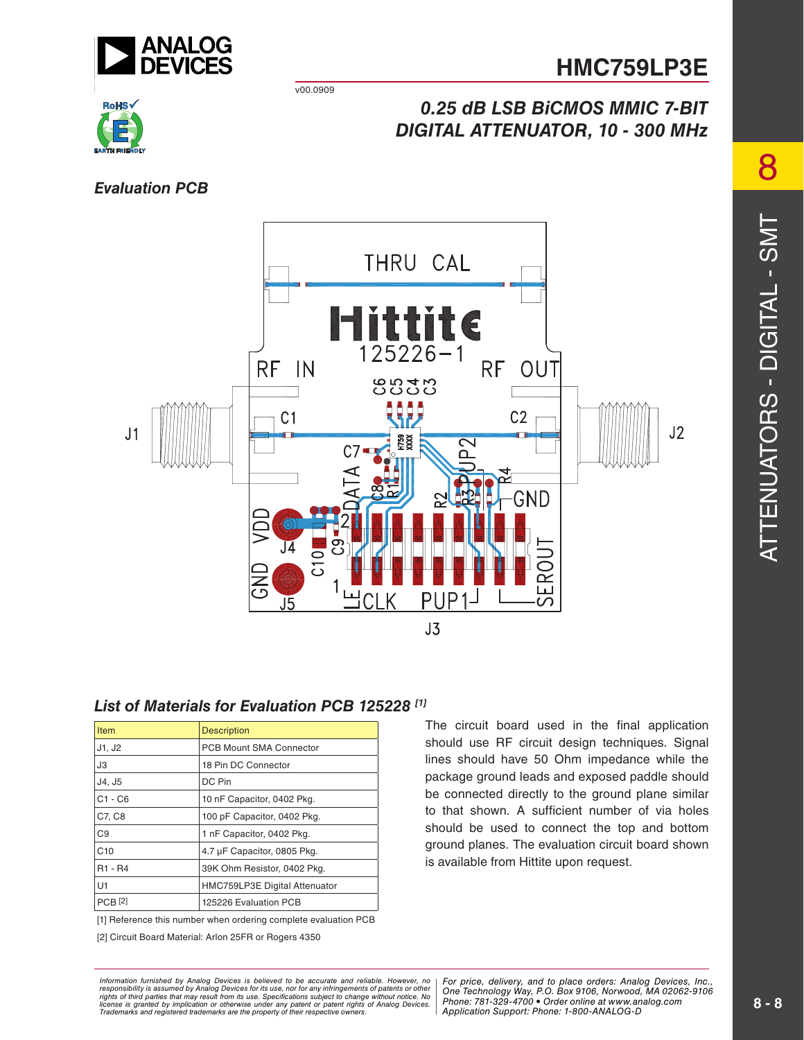## HMC759LP3E

v00.0909

### 0.25 dB LSB BiCMOS MMIC 7-BIT DIGITAL ATTENUATOR, 10 - 300 MHz

### Evaluation PCB

THRU CAL
Hittite
125226-1
RF IN
RF OUT
C6 C5 C4 C3
C1
C2
J1
J2
C7
DATA
C8
R1
PUP2
R2
R3
R4
GND
VDD
J4
2
C9
C10
GND
J5
1
LE
CLK
PUP1
SEROUT
J3

### List of Materials for Evaluation PCB 125228 [1]

| Item | Description |
|---|---|
| J1, J2 | PCB Mount SMA Connector |
| J3 | 18 Pin DC Connector |
| J4, J5 | DC Pin |
| C1 - C6 | 10 nF Capacitor, 0402 Pkg. |
| C7, C8 | 100 pF Capacitor, 0402 Pkg. |
| C9 | 1 nF Capacitor, 0402 Pkg. |
| C10 | 4.7 µF Capacitor, 0805 Pkg. |
| R1 - R4 | 39K Ohm Resistor, 0402 Pkg. |
| U1 | HMC759LP3E Digital Attenuator |
| PCB [2] | 125226 Evaluation PCB |

[1] Reference this number when ordering complete evaluation PCB

[2] Circuit Board Material: Arlon 25FR or Rogers 4350

The circuit board used in the final application should use RF circuit design techniques. Signal lines should have 50 Ohm impedance while the package ground leads and exposed paddle should be connected directly to the ground plane similar to that shown. A sufficient number of via holes should be used to connect the top and bottom ground planes. The evaluation circuit board shown is available from Hittite upon request.